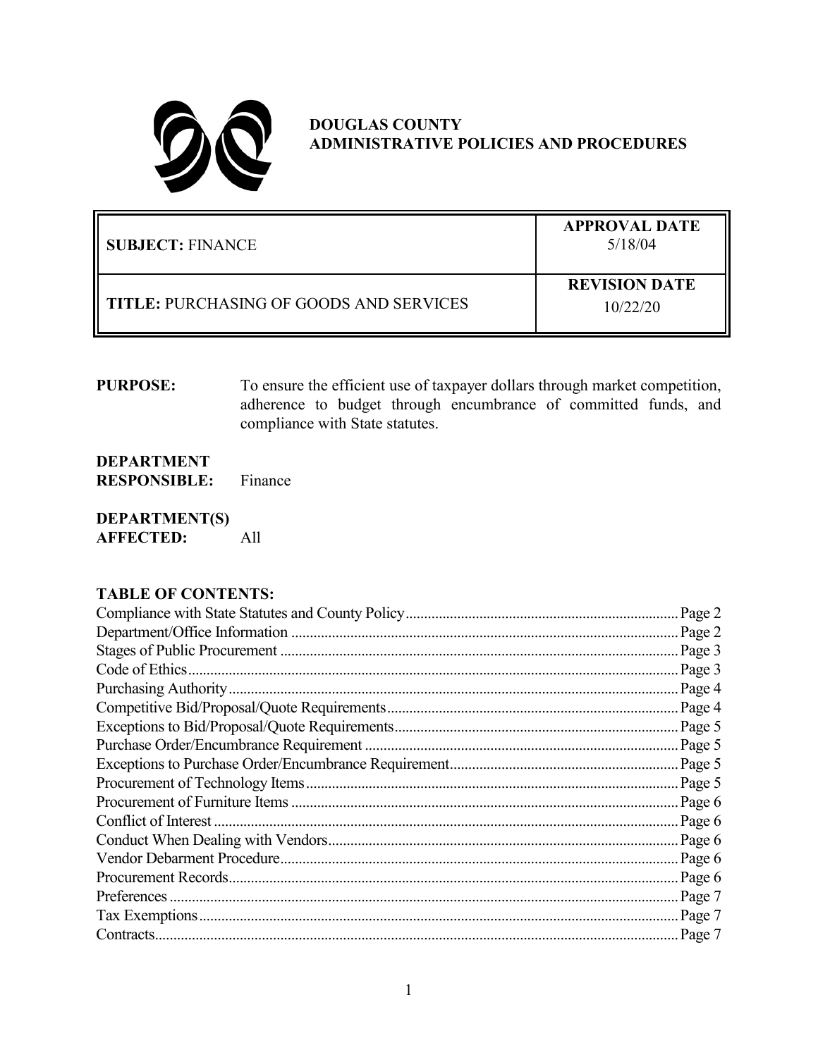# DOUGLAS COUNTY
## ADMINISTRATIVE POLICIES AND PROCEDURES

| SUBJECT: FINANCE | APPROVAL DATE 5/18/04 |
|---|---|
| **TITLE:** PURCHASING OF GOODS AND SERVICES | **REVISION DATE** 10/22/20 |

**PURPOSE:** To ensure the efficient use of taxpayer dollars through market competition, adherence to budget through encumbrance of committed funds, and compliance with State statutes.

**DEPARTMENT RESPONSIBLE:** Finance

**DEPARTMENT(S) AFFECTED:** All

**TABLE OF CONTENTS:**

| Section | Page |
|---|---|
| Compliance with State Statutes and County Policy | Page 2 |
| Department/Office Information | Page 2 |
| Stages of Public Procurement | Page 3 |
| Code of Ethics | Page 3 |
| Purchasing Authority | Page 4 |
| Competitive Bid/Proposal/Quote Requirements | Page 4 |
| Exceptions to Bid/Proposal/Quote Requirements | Page 5 |
| Purchase Order/Encumbrance Requirement | Page 5 |
| Exceptions to Purchase Order/Encumbrance Requirement | Page 5 |
| Procurement of Technology Items | Page 5 |
| Procurement of Furniture Items | Page 6 |
| Conflict of Interest | Page 6 |
| Conduct When Dealing with Vendors | Page 6 |
| Vendor Debarment Procedure | Page 6 |
| Procurement Records | Page 6 |
| Preferences | Page 7 |
| Tax Exemptions | Page 7 |
| Contracts | Page 7 |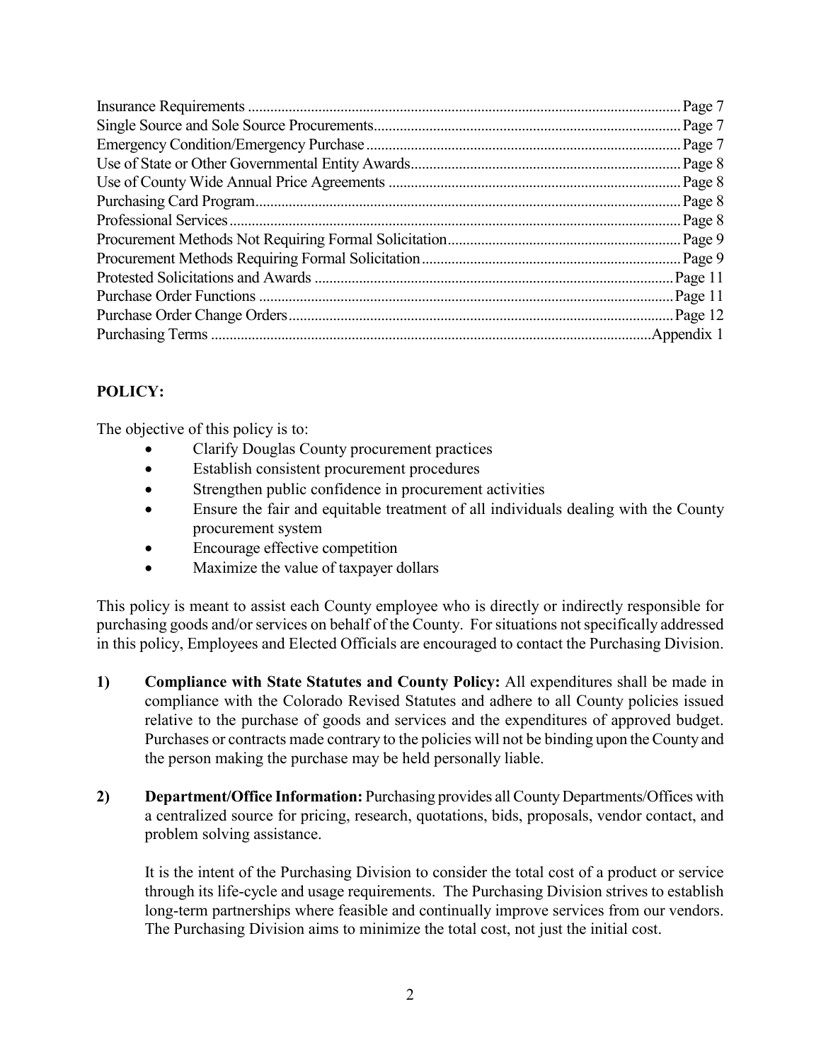| | |
|---|---|
| Insurance Requirements | Page 7 |
| Single Source and Sole Source Procurements | Page 7 |
| Emergency Condition/Emergency Purchase | Page 7 |
| Use of State or Other Governmental Entity Awards | Page 8 |
| Use of County Wide Annual Price Agreements | Page 8 |
| Purchasing Card Program | Page 8 |
| Professional Services | Page 8 |
| Procurement Methods Not Requiring Formal Solicitation | Page 9 |
| Procurement Methods Requiring Formal Solicitation | Page 9 |
| Protested Solicitations and Awards | Page 11 |
| Purchase Order Functions | Page 11 |
| Purchase Order Change Orders | Page 12 |
| Purchasing Terms | Appendix 1 |

## POLICY:

The objective of this policy is to:

- Clarify Douglas County procurement practices
- Establish consistent procurement procedures
- Strengthen public confidence in procurement activities
- Ensure the fair and equitable treatment of all individuals dealing with the County procurement system
- Encourage effective competition
- Maximize the value of taxpayer dollars

This policy is meant to assist each County employee who is directly or indirectly responsible for purchasing goods and/or services on behalf of the County. For situations not specifically addressed in this policy, Employees and Elected Officials are encouraged to contact the Purchasing Division.

1) **Compliance with State Statutes and County Policy:** All expenditures shall be made in compliance with the Colorado Revised Statutes and adhere to all County policies issued relative to the purchase of goods and services and the expenditures of approved budget. Purchases or contracts made contrary to the policies will not be binding upon the County and the person making the purchase may be held personally liable.

2) **Department/Office Information:** Purchasing provides all County Departments/Offices with a centralized source for pricing, research, quotations, bids, proposals, vendor contact, and problem solving assistance.

   It is the intent of the Purchasing Division to consider the total cost of a product or service through its life-cycle and usage requirements. The Purchasing Division strives to establish long-term partnerships where feasible and continually improve services from our vendors. The Purchasing Division aims to minimize the total cost, not just the initial cost.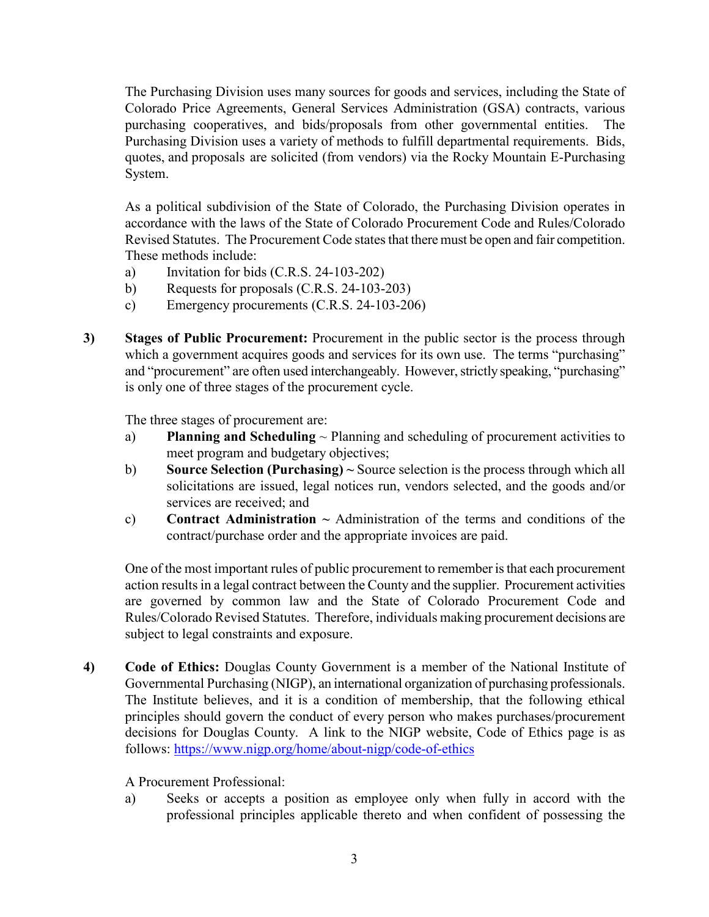The Purchasing Division uses many sources for goods and services, including the State of Colorado Price Agreements, General Services Administration (GSA) contracts, various purchasing cooperatives, and bids/proposals from other governmental entities. The Purchasing Division uses a variety of methods to fulfill departmental requirements. Bids, quotes, and proposals are solicited (from vendors) via the Rocky Mountain E-Purchasing System.

As a political subdivision of the State of Colorado, the Purchasing Division operates in accordance with the laws of the State of Colorado Procurement Code and Rules/Colorado Revised Statutes. The Procurement Code states that there must be open and fair competition. These methods include:

a) Invitation for bids (C.R.S. 24-103-202)
b) Requests for proposals (C.R.S. 24-103-203)
c) Emergency procurements (C.R.S. 24-103-206)

**3) Stages of Public Procurement:** Procurement in the public sector is the process through which a government acquires goods and services for its own use. The terms "purchasing" and "procurement" are often used interchangeably. However, strictly speaking, "purchasing" is only one of three stages of the procurement cycle.

The three stages of procurement are:

a) **Planning and Scheduling** ~ Planning and scheduling of procurement activities to meet program and budgetary objectives;
b) **Source Selection (Purchasing) ~** Source selection is the process through which all solicitations are issued, legal notices run, vendors selected, and the goods and/or services are received; and
c) **Contract Administration ~** Administration of the terms and conditions of the contract/purchase order and the appropriate invoices are paid.

One of the most important rules of public procurement to remember is that each procurement action results in a legal contract between the County and the supplier. Procurement activities are governed by common law and the State of Colorado Procurement Code and Rules/Colorado Revised Statutes. Therefore, individuals making procurement decisions are subject to legal constraints and exposure.

**4) Code of Ethics:** Douglas County Government is a member of the National Institute of Governmental Purchasing (NIGP), an international organization of purchasing professionals. The Institute believes, and it is a condition of membership, that the following ethical principles should govern the conduct of every person who makes purchases/procurement decisions for Douglas County. A link to the NIGP website, Code of Ethics page is as follows: https://www.nigp.org/home/about-nigp/code-of-ethics

A Procurement Professional:

a) Seeks or accepts a position as employee only when fully in accord with the professional principles applicable thereto and when confident of possessing the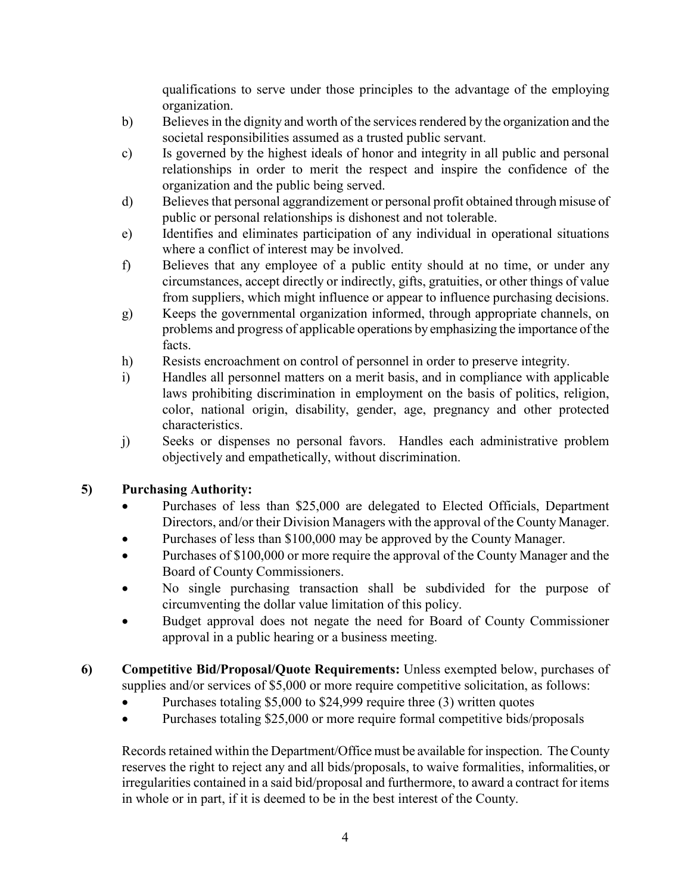qualifications to serve under those principles to the advantage of the employing organization.

b) Believes in the dignity and worth of the services rendered by the organization and the societal responsibilities assumed as a trusted public servant.

c) Is governed by the highest ideals of honor and integrity in all public and personal relationships in order to merit the respect and inspire the confidence of the organization and the public being served.

d) Believes that personal aggrandizement or personal profit obtained through misuse of public or personal relationships is dishonest and not tolerable.

e) Identifies and eliminates participation of any individual in operational situations where a conflict of interest may be involved.

f) Believes that any employee of a public entity should at no time, or under any circumstances, accept directly or indirectly, gifts, gratuities, or other things of value from suppliers, which might influence or appear to influence purchasing decisions.

g) Keeps the governmental organization informed, through appropriate channels, on problems and progress of applicable operations by emphasizing the importance of the facts.

h) Resists encroachment on control of personnel in order to preserve integrity.

i) Handles all personnel matters on a merit basis, and in compliance with applicable laws prohibiting discrimination in employment on the basis of politics, religion, color, national origin, disability, gender, age, pregnancy and other protected characteristics.

j) Seeks or dispenses no personal favors. Handles each administrative problem objectively and empathetically, without discrimination.

**5) Purchasing Authority:**

- Purchases of less than $25,000 are delegated to Elected Officials, Department Directors, and/or their Division Managers with the approval of the County Manager.
- Purchases of less than $100,000 may be approved by the County Manager.
- Purchases of $100,000 or more require the approval of the County Manager and the Board of County Commissioners.
- No single purchasing transaction shall be subdivided for the purpose of circumventing the dollar value limitation of this policy.
- Budget approval does not negate the need for Board of County Commissioner approval in a public hearing or a business meeting.

**6) Competitive Bid/Proposal/Quote Requirements:** Unless exempted below, purchases of supplies and/or services of $5,000 or more require competitive solicitation, as follows:

- Purchases totaling $5,000 to $24,999 require three (3) written quotes
- Purchases totaling $25,000 or more require formal competitive bids/proposals

Records retained within the Department/Office must be available for inspection. The County reserves the right to reject any and all bids/proposals, to waive formalities, informalities, or irregularities contained in a said bid/proposal and furthermore, to award a contract for items in whole or in part, if it is deemed to be in the best interest of the County.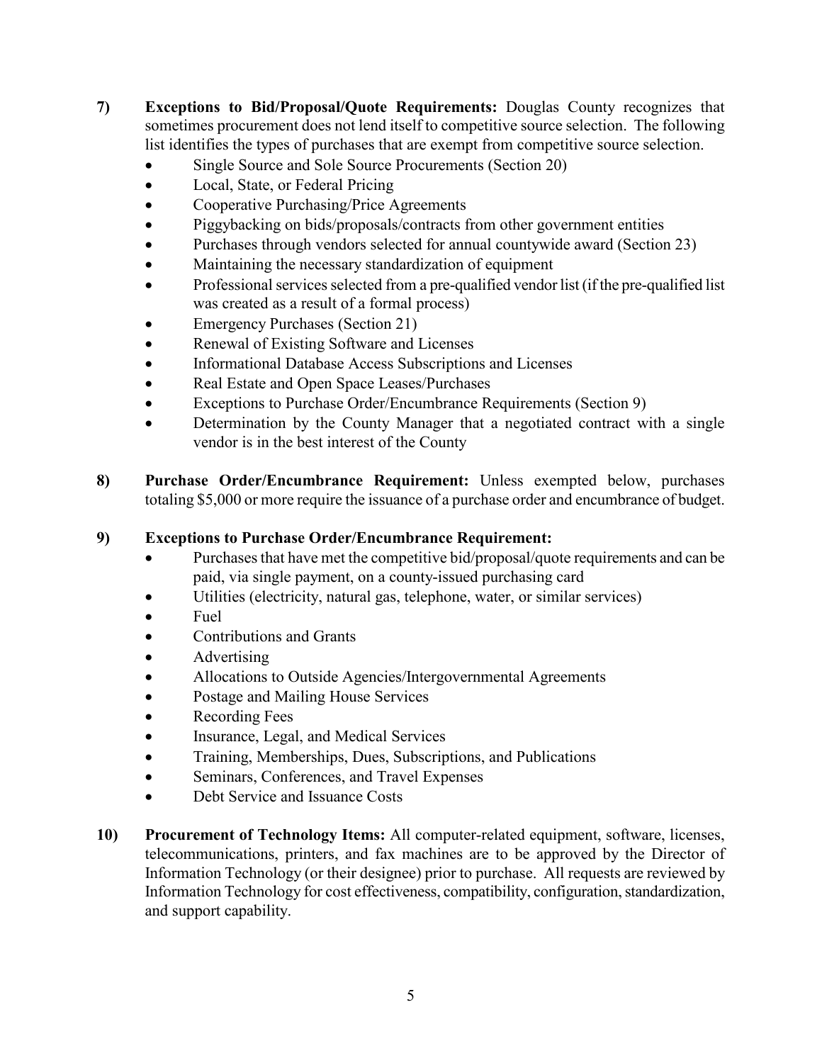**7) Exceptions to Bid/Proposal/Quote Requirements:** Douglas County recognizes that sometimes procurement does not lend itself to competitive source selection. The following list identifies the types of purchases that are exempt from competitive source selection.

- Single Source and Sole Source Procurements (Section 20)
- Local, State, or Federal Pricing
- Cooperative Purchasing/Price Agreements
- Piggybacking on bids/proposals/contracts from other government entities
- Purchases through vendors selected for annual countywide award (Section 23)
- Maintaining the necessary standardization of equipment
- Professional services selected from a pre-qualified vendor list (if the pre-qualified list was created as a result of a formal process)
- Emergency Purchases (Section 21)
- Renewal of Existing Software and Licenses
- Informational Database Access Subscriptions and Licenses
- Real Estate and Open Space Leases/Purchases
- Exceptions to Purchase Order/Encumbrance Requirements (Section 9)
- Determination by the County Manager that a negotiated contract with a single vendor is in the best interest of the County

**8) Purchase Order/Encumbrance Requirement:** Unless exempted below, purchases totaling $5,000 or more require the issuance of a purchase order and encumbrance of budget.

**9) Exceptions to Purchase Order/Encumbrance Requirement:**

- Purchases that have met the competitive bid/proposal/quote requirements and can be paid, via single payment, on a county-issued purchasing card
- Utilities (electricity, natural gas, telephone, water, or similar services)
- Fuel
- Contributions and Grants
- Advertising
- Allocations to Outside Agencies/Intergovernmental Agreements
- Postage and Mailing House Services
- Recording Fees
- Insurance, Legal, and Medical Services
- Training, Memberships, Dues, Subscriptions, and Publications
- Seminars, Conferences, and Travel Expenses
- Debt Service and Issuance Costs

**10) Procurement of Technology Items:** All computer-related equipment, software, licenses, telecommunications, printers, and fax machines are to be approved by the Director of Information Technology (or their designee) prior to purchase. All requests are reviewed by Information Technology for cost effectiveness, compatibility, configuration, standardization, and support capability.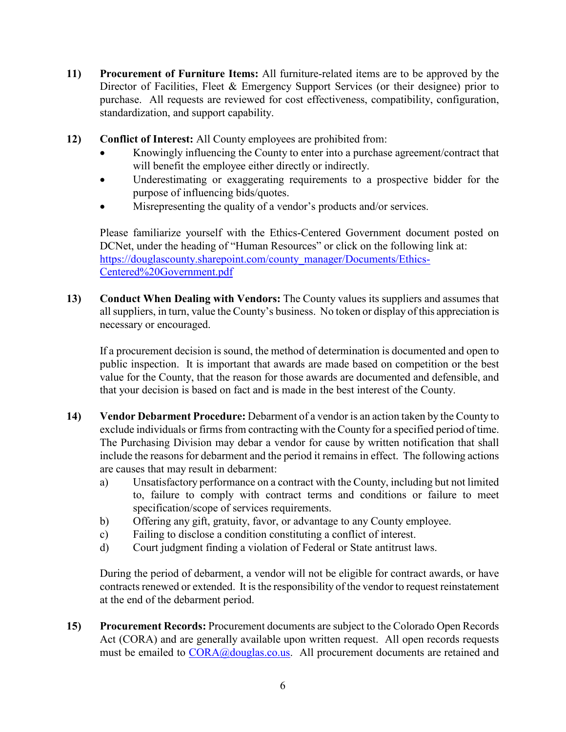11) **Procurement of Furniture Items:** All furniture-related items are to be approved by the Director of Facilities, Fleet & Emergency Support Services (or their designee) prior to purchase. All requests are reviewed for cost effectiveness, compatibility, configuration, standardization, and support capability.

12) **Conflict of Interest:** All County employees are prohibited from:
   - Knowingly influencing the County to enter into a purchase agreement/contract that will benefit the employee either directly or indirectly.
   - Underestimating or exaggerating requirements to a prospective bidder for the purpose of influencing bids/quotes.
   - Misrepresenting the quality of a vendor's products and/or services.

   Please familiarize yourself with the Ethics-Centered Government document posted on DCNet, under the heading of "Human Resources" or click on the following link at: [https://douglascounty.sharepoint.com/county_manager/Documents/Ethics-Centered%20Government.pdf](https://douglascounty.sharepoint.com/county_manager/Documents/Ethics-Centered%20Government.pdf)

13) **Conduct When Dealing with Vendors:** The County values its suppliers and assumes that all suppliers, in turn, value the County's business. No token or display of this appreciation is necessary or encouraged.

   If a procurement decision is sound, the method of determination is documented and open to public inspection. It is important that awards are made based on competition or the best value for the County, that the reason for those awards are documented and defensible, and that your decision is based on fact and is made in the best interest of the County.

14) **Vendor Debarment Procedure:** Debarment of a vendor is an action taken by the County to exclude individuals or firms from contracting with the County for a specified period of time. The Purchasing Division may debar a vendor for cause by written notification that shall include the reasons for debarment and the period it remains in effect. The following actions are causes that may result in debarment:
   a) Unsatisfactory performance on a contract with the County, including but not limited to, failure to comply with contract terms and conditions or failure to meet specification/scope of services requirements.
   b) Offering any gift, gratuity, favor, or advantage to any County employee.
   c) Failing to disclose a condition constituting a conflict of interest.
   d) Court judgment finding a violation of Federal or State antitrust laws.

   During the period of debarment, a vendor will not be eligible for contract awards, or have contracts renewed or extended. It is the responsibility of the vendor to request reinstatement at the end of the debarment period.

15) **Procurement Records:** Procurement documents are subject to the Colorado Open Records Act (CORA) and are generally available upon written request. All open records requests must be emailed to [CORA@douglas.co.us](mailto:CORA@douglas.co.us). All procurement documents are retained and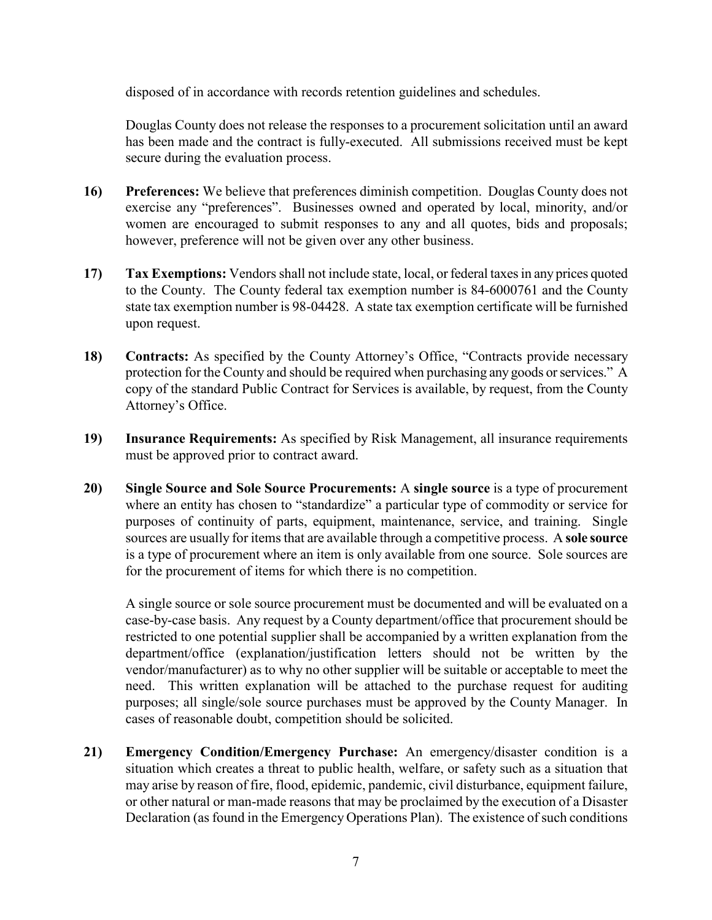disposed of in accordance with records retention guidelines and schedules.

Douglas County does not release the responses to a procurement solicitation until an award has been made and the contract is fully-executed. All submissions received must be kept secure during the evaluation process.

16) **Preferences:** We believe that preferences diminish competition. Douglas County does not exercise any "preferences". Businesses owned and operated by local, minority, and/or women are encouraged to submit responses to any and all quotes, bids and proposals; however, preference will not be given over any other business.

17) **Tax Exemptions:** Vendors shall not include state, local, or federal taxes in any prices quoted to the County. The County federal tax exemption number is 84-6000761 and the County state tax exemption number is 98-04428. A state tax exemption certificate will be furnished upon request.

18) **Contracts:** As specified by the County Attorney's Office, "Contracts provide necessary protection for the County and should be required when purchasing any goods or services." A copy of the standard Public Contract for Services is available, by request, from the County Attorney's Office.

19) **Insurance Requirements:** As specified by Risk Management, all insurance requirements must be approved prior to contract award.

20) **Single Source and Sole Source Procurements:** A **single source** is a type of procurement where an entity has chosen to "standardize" a particular type of commodity or service for purposes of continuity of parts, equipment, maintenance, service, and training. Single sources are usually for items that are available through a competitive process. A **sole source** is a type of procurement where an item is only available from one source. Sole sources are for the procurement of items for which there is no competition.

A single source or sole source procurement must be documented and will be evaluated on a case-by-case basis. Any request by a County department/office that procurement should be restricted to one potential supplier shall be accompanied by a written explanation from the department/office (explanation/justification letters should not be written by the vendor/manufacturer) as to why no other supplier will be suitable or acceptable to meet the need. This written explanation will be attached to the purchase request for auditing purposes; all single/sole source purchases must be approved by the County Manager. In cases of reasonable doubt, competition should be solicited.

21) **Emergency Condition/Emergency Purchase:** An emergency/disaster condition is a situation which creates a threat to public health, welfare, or safety such as a situation that may arise by reason of fire, flood, epidemic, pandemic, civil disturbance, equipment failure, or other natural or man-made reasons that may be proclaimed by the execution of a Disaster Declaration (as found in the Emergency Operations Plan). The existence of such conditions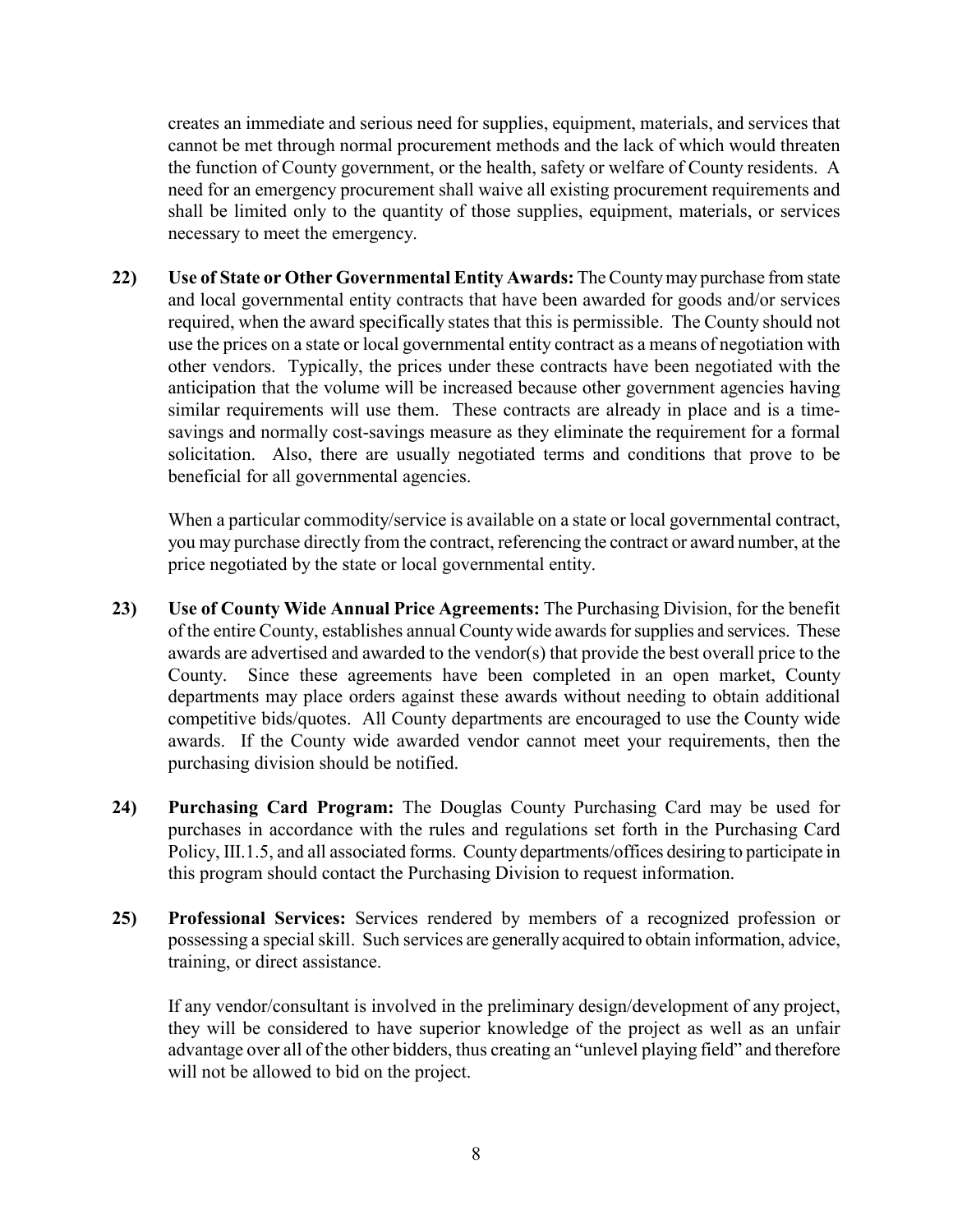creates an immediate and serious need for supplies, equipment, materials, and services that cannot be met through normal procurement methods and the lack of which would threaten the function of County government, or the health, safety or welfare of County residents. A need for an emergency procurement shall waive all existing procurement requirements and shall be limited only to the quantity of those supplies, equipment, materials, or services necessary to meet the emergency.

**22) Use of State or Other Governmental Entity Awards:** The County may purchase from state and local governmental entity contracts that have been awarded for goods and/or services required, when the award specifically states that this is permissible. The County should not use the prices on a state or local governmental entity contract as a means of negotiation with other vendors. Typically, the prices under these contracts have been negotiated with the anticipation that the volume will be increased because other government agencies having similar requirements will use them. These contracts are already in place and is a time-savings and normally cost-savings measure as they eliminate the requirement for a formal solicitation. Also, there are usually negotiated terms and conditions that prove to be beneficial for all governmental agencies.

When a particular commodity/service is available on a state or local governmental contract, you may purchase directly from the contract, referencing the contract or award number, at the price negotiated by the state or local governmental entity.

**23) Use of County Wide Annual Price Agreements:** The Purchasing Division, for the benefit of the entire County, establishes annual County wide awards for supplies and services. These awards are advertised and awarded to the vendor(s) that provide the best overall price to the County. Since these agreements have been completed in an open market, County departments may place orders against these awards without needing to obtain additional competitive bids/quotes. All County departments are encouraged to use the County wide awards. If the County wide awarded vendor cannot meet your requirements, then the purchasing division should be notified.

**24) Purchasing Card Program:** The Douglas County Purchasing Card may be used for purchases in accordance with the rules and regulations set forth in the Purchasing Card Policy, III.1.5, and all associated forms. County departments/offices desiring to participate in this program should contact the Purchasing Division to request information.

**25) Professional Services:** Services rendered by members of a recognized profession or possessing a special skill. Such services are generally acquired to obtain information, advice, training, or direct assistance.

If any vendor/consultant is involved in the preliminary design/development of any project, they will be considered to have superior knowledge of the project as well as an unfair advantage over all of the other bidders, thus creating an "unlevel playing field" and therefore will not be allowed to bid on the project.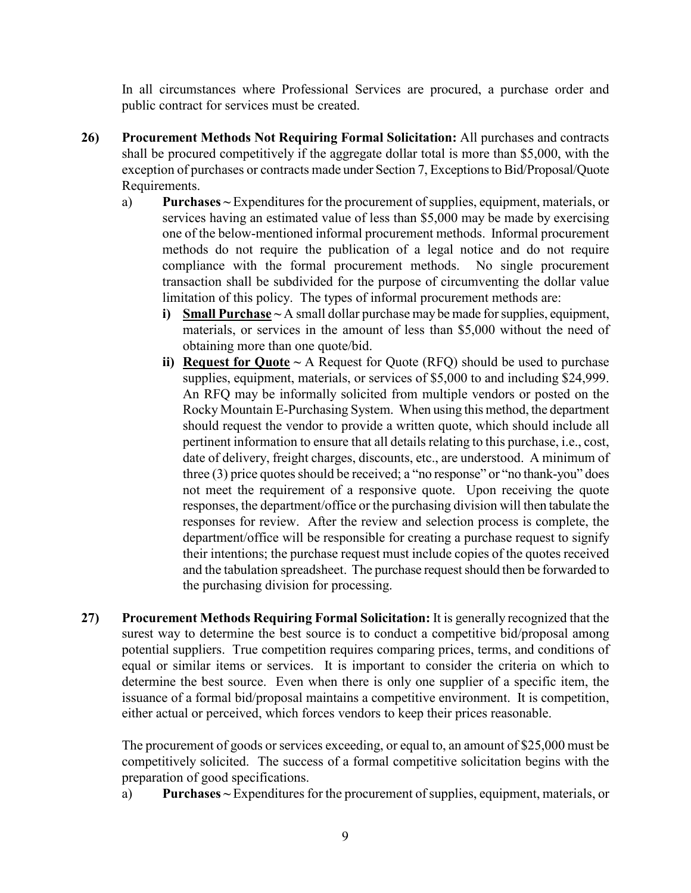In all circumstances where Professional Services are procured, a purchase order and public contract for services must be created.

**26) Procurement Methods Not Requiring Formal Solicitation:** All purchases and contracts shall be procured competitively if the aggregate dollar total is more than $5,000, with the exception of purchases or contracts made under Section 7, Exceptions to Bid/Proposal/Quote Requirements.

a) **Purchases ~** Expenditures for the procurement of supplies, equipment, materials, or services having an estimated value of less than $5,000 may be made by exercising one of the below-mentioned informal procurement methods. Informal procurement methods do not require the publication of a legal notice and do not require compliance with the formal procurement methods. No single procurement transaction shall be subdivided for the purpose of circumventing the dollar value limitation of this policy. The types of informal procurement methods are:

   **i) <u>Small Purchase</u> ~** A small dollar purchase may be made for supplies, equipment, materials, or services in the amount of less than $5,000 without the need of obtaining more than one quote/bid.

   **ii) <u>Request for Quote</u> ~** A Request for Quote (RFQ) should be used to purchase supplies, equipment, materials, or services of $5,000 to and including $24,999. An RFQ may be informally solicited from multiple vendors or posted on the Rocky Mountain E-Purchasing System. When using this method, the department should request the vendor to provide a written quote, which should include all pertinent information to ensure that all details relating to this purchase, i.e., cost, date of delivery, freight charges, discounts, etc., are understood. A minimum of three (3) price quotes should be received; a "no response" or "no thank-you" does not meet the requirement of a responsive quote. Upon receiving the quote responses, the department/office or the purchasing division will then tabulate the responses for review. After the review and selection process is complete, the department/office will be responsible for creating a purchase request to signify their intentions; the purchase request must include copies of the quotes received and the tabulation spreadsheet. The purchase request should then be forwarded to the purchasing division for processing.

**27) Procurement Methods Requiring Formal Solicitation:** It is generally recognized that the surest way to determine the best source is to conduct a competitive bid/proposal among potential suppliers. True competition requires comparing prices, terms, and conditions of equal or similar items or services. It is important to consider the criteria on which to determine the best source. Even when there is only one supplier of a specific item, the issuance of a formal bid/proposal maintains a competitive environment. It is competition, either actual or perceived, which forces vendors to keep their prices reasonable.

The procurement of goods or services exceeding, or equal to, an amount of $25,000 must be competitively solicited. The success of a formal competitive solicitation begins with the preparation of good specifications.

a) **Purchases ~** Expenditures for the procurement of supplies, equipment, materials, or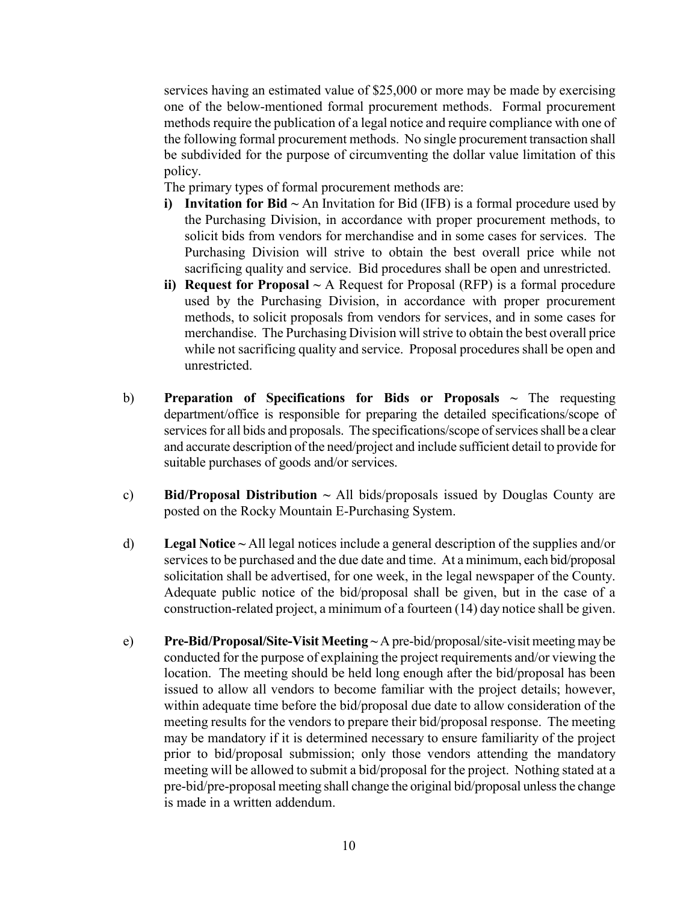services having an estimated value of $25,000 or more may be made by exercising one of the below-mentioned formal procurement methods. Formal procurement methods require the publication of a legal notice and require compliance with one of the following formal procurement methods. No single procurement transaction shall be subdivided for the purpose of circumventing the dollar value limitation of this policy.

The primary types of formal procurement methods are:

- **i) Invitation for Bid ~** An Invitation for Bid (IFB) is a formal procedure used by the Purchasing Division, in accordance with proper procurement methods, to solicit bids from vendors for merchandise and in some cases for services. The Purchasing Division will strive to obtain the best overall price while not sacrificing quality and service. Bid procedures shall be open and unrestricted.
- **ii) Request for Proposal ~** A Request for Proposal (RFP) is a formal procedure used by the Purchasing Division, in accordance with proper procurement methods, to solicit proposals from vendors for services, and in some cases for merchandise. The Purchasing Division will strive to obtain the best overall price while not sacrificing quality and service. Proposal procedures shall be open and unrestricted.

b) **Preparation of Specifications for Bids or Proposals ~** The requesting department/office is responsible for preparing the detailed specifications/scope of services for all bids and proposals. The specifications/scope of services shall be a clear and accurate description of the need/project and include sufficient detail to provide for suitable purchases of goods and/or services.

c) **Bid/Proposal Distribution ~** All bids/proposals issued by Douglas County are posted on the Rocky Mountain E-Purchasing System.

d) **Legal Notice ~** All legal notices include a general description of the supplies and/or services to be purchased and the due date and time. At a minimum, each bid/proposal solicitation shall be advertised, for one week, in the legal newspaper of the County. Adequate public notice of the bid/proposal shall be given, but in the case of a construction-related project, a minimum of a fourteen (14) day notice shall be given.

e) **Pre-Bid/Proposal/Site-Visit Meeting ~** A pre-bid/proposal/site-visit meeting may be conducted for the purpose of explaining the project requirements and/or viewing the location. The meeting should be held long enough after the bid/proposal has been issued to allow all vendors to become familiar with the project details; however, within adequate time before the bid/proposal due date to allow consideration of the meeting results for the vendors to prepare their bid/proposal response. The meeting may be mandatory if it is determined necessary to ensure familiarity of the project prior to bid/proposal submission; only those vendors attending the mandatory meeting will be allowed to submit a bid/proposal for the project. Nothing stated at a pre-bid/pre-proposal meeting shall change the original bid/proposal unless the change is made in a written addendum.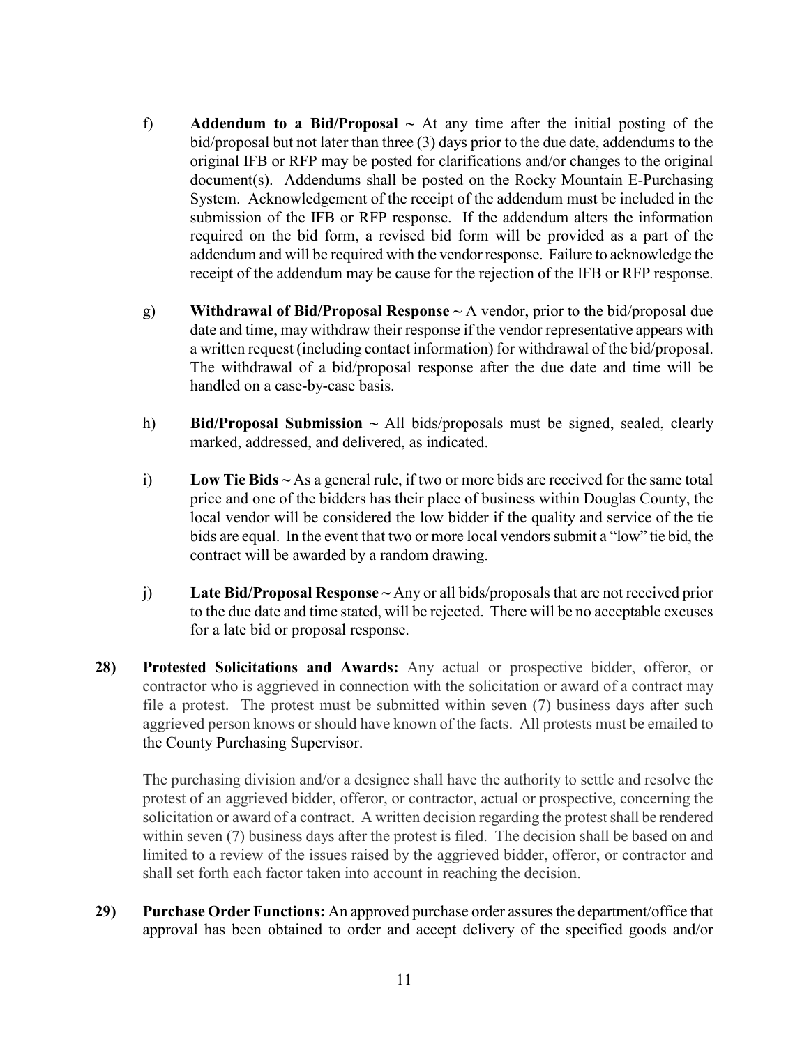f) **Addendum to a Bid/Proposal ~** At any time after the initial posting of the bid/proposal but not later than three (3) days prior to the due date, addendums to the original IFB or RFP may be posted for clarifications and/or changes to the original document(s). Addendums shall be posted on the Rocky Mountain E-Purchasing System. Acknowledgement of the receipt of the addendum must be included in the submission of the IFB or RFP response. If the addendum alters the information required on the bid form, a revised bid form will be provided as a part of the addendum and will be required with the vendor response. Failure to acknowledge the receipt of the addendum may be cause for the rejection of the IFB or RFP response.

g) **Withdrawal of Bid/Proposal Response ~** A vendor, prior to the bid/proposal due date and time, may withdraw their response if the vendor representative appears with a written request (including contact information) for withdrawal of the bid/proposal. The withdrawal of a bid/proposal response after the due date and time will be handled on a case-by-case basis.

h) **Bid/Proposal Submission ~** All bids/proposals must be signed, sealed, clearly marked, addressed, and delivered, as indicated.

i) **Low Tie Bids ~** As a general rule, if two or more bids are received for the same total price and one of the bidders has their place of business within Douglas County, the local vendor will be considered the low bidder if the quality and service of the tie bids are equal. In the event that two or more local vendors submit a "low" tie bid, the contract will be awarded by a random drawing.

j) **Late Bid/Proposal Response ~** Any or all bids/proposals that are not received prior to the due date and time stated, will be rejected. There will be no acceptable excuses for a late bid or proposal response.

**28) Protested Solicitations and Awards:** Any actual or prospective bidder, offeror, or contractor who is aggrieved in connection with the solicitation or award of a contract may file a protest. The protest must be submitted within seven (7) business days after such aggrieved person knows or should have known of the facts. All protests must be emailed to the County Purchasing Supervisor.

The purchasing division and/or a designee shall have the authority to settle and resolve the protest of an aggrieved bidder, offeror, or contractor, actual or prospective, concerning the solicitation or award of a contract. A written decision regarding the protest shall be rendered within seven (7) business days after the protest is filed. The decision shall be based on and limited to a review of the issues raised by the aggrieved bidder, offeror, or contractor and shall set forth each factor taken into account in reaching the decision.

**29) Purchase Order Functions:** An approved purchase order assures the department/office that approval has been obtained to order and accept delivery of the specified goods and/or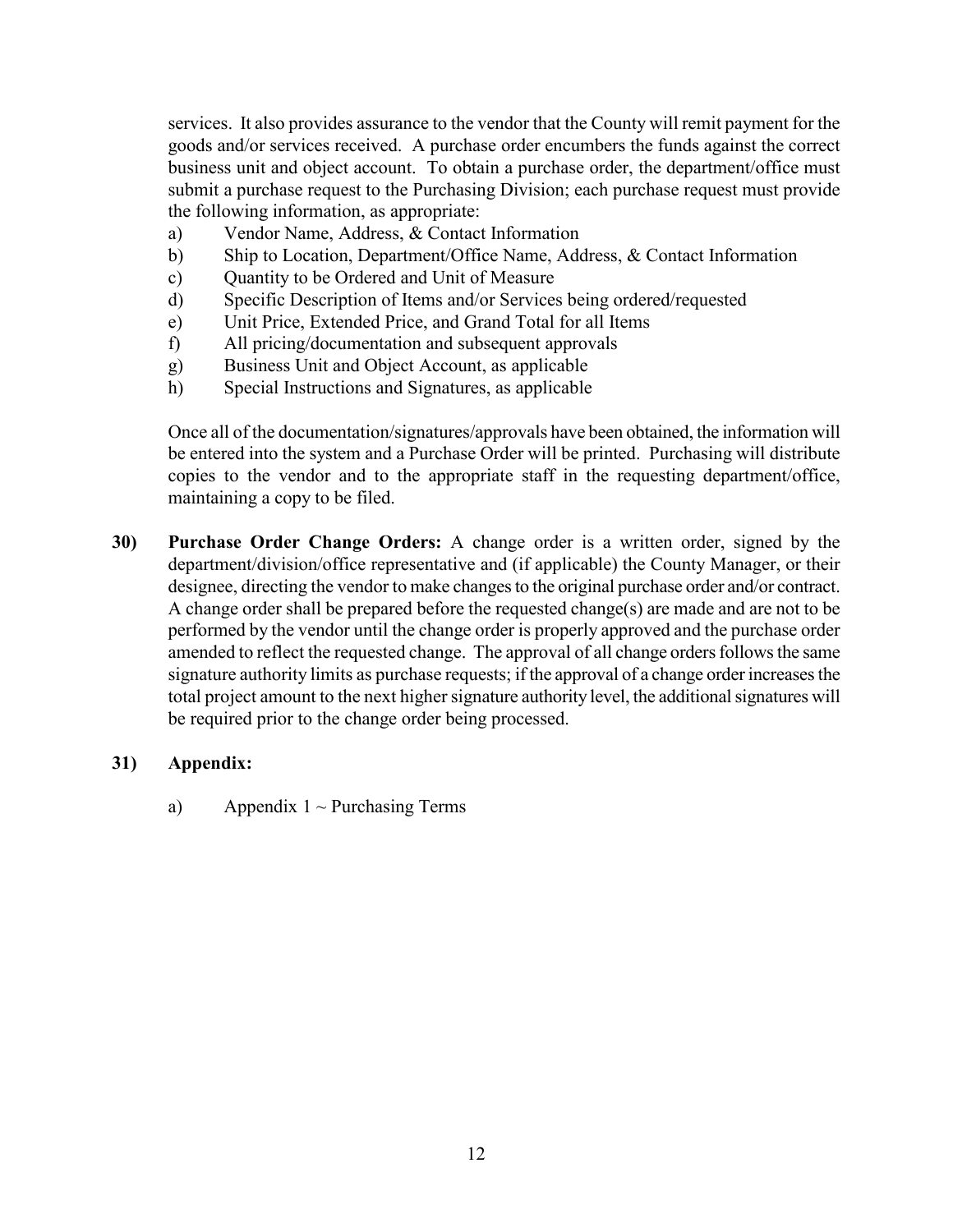services. It also provides assurance to the vendor that the County will remit payment for the goods and/or services received. A purchase order encumbers the funds against the correct business unit and object account. To obtain a purchase order, the department/office must submit a purchase request to the Purchasing Division; each purchase request must provide the following information, as appropriate:

a) Vendor Name, Address, & Contact Information
b) Ship to Location, Department/Office Name, Address, & Contact Information
c) Quantity to be Ordered and Unit of Measure
d) Specific Description of Items and/or Services being ordered/requested
e) Unit Price, Extended Price, and Grand Total for all Items
f) All pricing/documentation and subsequent approvals
g) Business Unit and Object Account, as applicable
h) Special Instructions and Signatures, as applicable

Once all of the documentation/signatures/approvals have been obtained, the information will be entered into the system and a Purchase Order will be printed. Purchasing will distribute copies to the vendor and to the appropriate staff in the requesting department/office, maintaining a copy to be filed.

**30) Purchase Order Change Orders:** A change order is a written order, signed by the department/division/office representative and (if applicable) the County Manager, or their designee, directing the vendor to make changes to the original purchase order and/or contract. A change order shall be prepared before the requested change(s) are made and are not to be performed by the vendor until the change order is properly approved and the purchase order amended to reflect the requested change. The approval of all change orders follows the same signature authority limits as purchase requests; if the approval of a change order increases the total project amount to the next higher signature authority level, the additional signatures will be required prior to the change order being processed.

**31) Appendix:**

a) Appendix 1 ~ Purchasing Terms